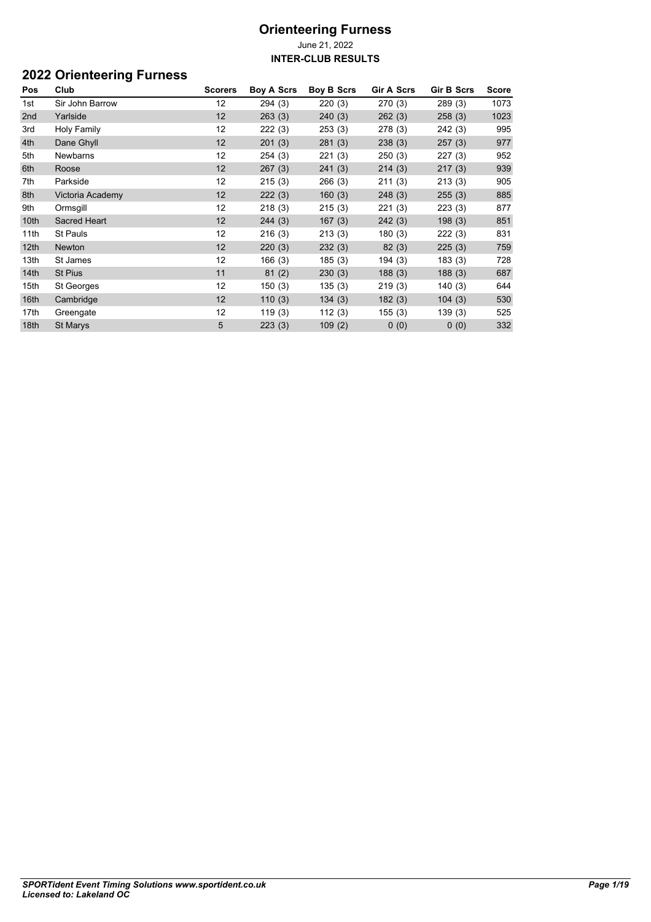# Orienteering Furness

June 21, 2022

**INTER-CLUB RESULTS**

## 2022 Orienteering Furness

| Pos | Club | Scorers | Boy A Scrs | Boy B Scrs | Gir A Scrs | Gir B Scrs | Score |
|---|---|---|---|---|---|---|---|
| 1st | Sir John Barrow | 12 | 294 (3) | 220 (3) | 270 (3) | 289 (3) | 1073 |
| 2nd | Yarlside | 12 | 263 (3) | 240 (3) | 262 (3) | 258 (3) | 1023 |
| 3rd | Holy Family | 12 | 222 (3) | 253 (3) | 278 (3) | 242 (3) | 995 |
| 4th | Dane Ghyll | 12 | 201 (3) | 281 (3) | 238 (3) | 257 (3) | 977 |
| 5th | Newbarns | 12 | 254 (3) | 221 (3) | 250 (3) | 227 (3) | 952 |
| 6th | Roose | 12 | 267 (3) | 241 (3) | 214 (3) | 217 (3) | 939 |
| 7th | Parkside | 12 | 215 (3) | 266 (3) | 211 (3) | 213 (3) | 905 |
| 8th | Victoria Academy | 12 | 222 (3) | 160 (3) | 248 (3) | 255 (3) | 885 |
| 9th | Ormsgill | 12 | 218 (3) | 215 (3) | 221 (3) | 223 (3) | 877 |
| 10th | Sacred Heart | 12 | 244 (3) | 167 (3) | 242 (3) | 198 (3) | 851 |
| 11th | St Pauls | 12 | 216 (3) | 213 (3) | 180 (3) | 222 (3) | 831 |
| 12th | Newton | 12 | 220 (3) | 232 (3) | 82 (3) | 225 (3) | 759 |
| 13th | St James | 12 | 166 (3) | 185 (3) | 194 (3) | 183 (3) | 728 |
| 14th | St Pius | 11 | 81 (2) | 230 (3) | 188 (3) | 188 (3) | 687 |
| 15th | St Georges | 12 | 150 (3) | 135 (3) | 219 (3) | 140 (3) | 644 |
| 16th | Cambridge | 12 | 110 (3) | 134 (3) | 182 (3) | 104 (3) | 530 |
| 17th | Greengate | 12 | 119 (3) | 112 (3) | 155 (3) | 139 (3) | 525 |
| 18th | St Marys | 5 | 223 (3) | 109 (2) | 0 (0) | 0 (0) | 332 |

*SPORTident Event Timing Solutions www.sportident.co.uk*
*Licensed to: Lakeland OC*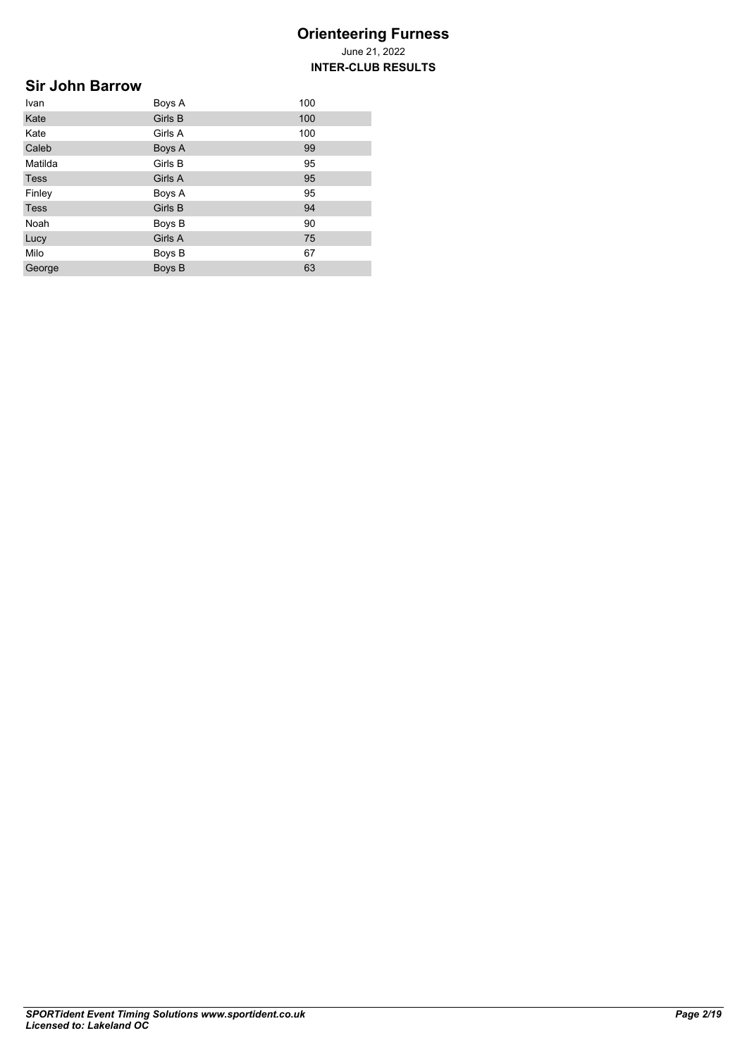# Orienteering Furness

June 21, 2022

**INTER-CLUB RESULTS**

## Sir John Barrow

| | | |
|---|---|---|
| Ivan | Boys A | 100 |
| Kate | Girls B | 100 |
| Kate | Girls A | 100 |
| Caleb | Boys A | 99 |
| Matilda | Girls B | 95 |
| Tess | Girls A | 95 |
| Finley | Boys A | 95 |
| Tess | Girls B | 94 |
| Noah | Boys B | 90 |
| Lucy | Girls A | 75 |
| Milo | Boys B | 67 |
| George | Boys B | 63 |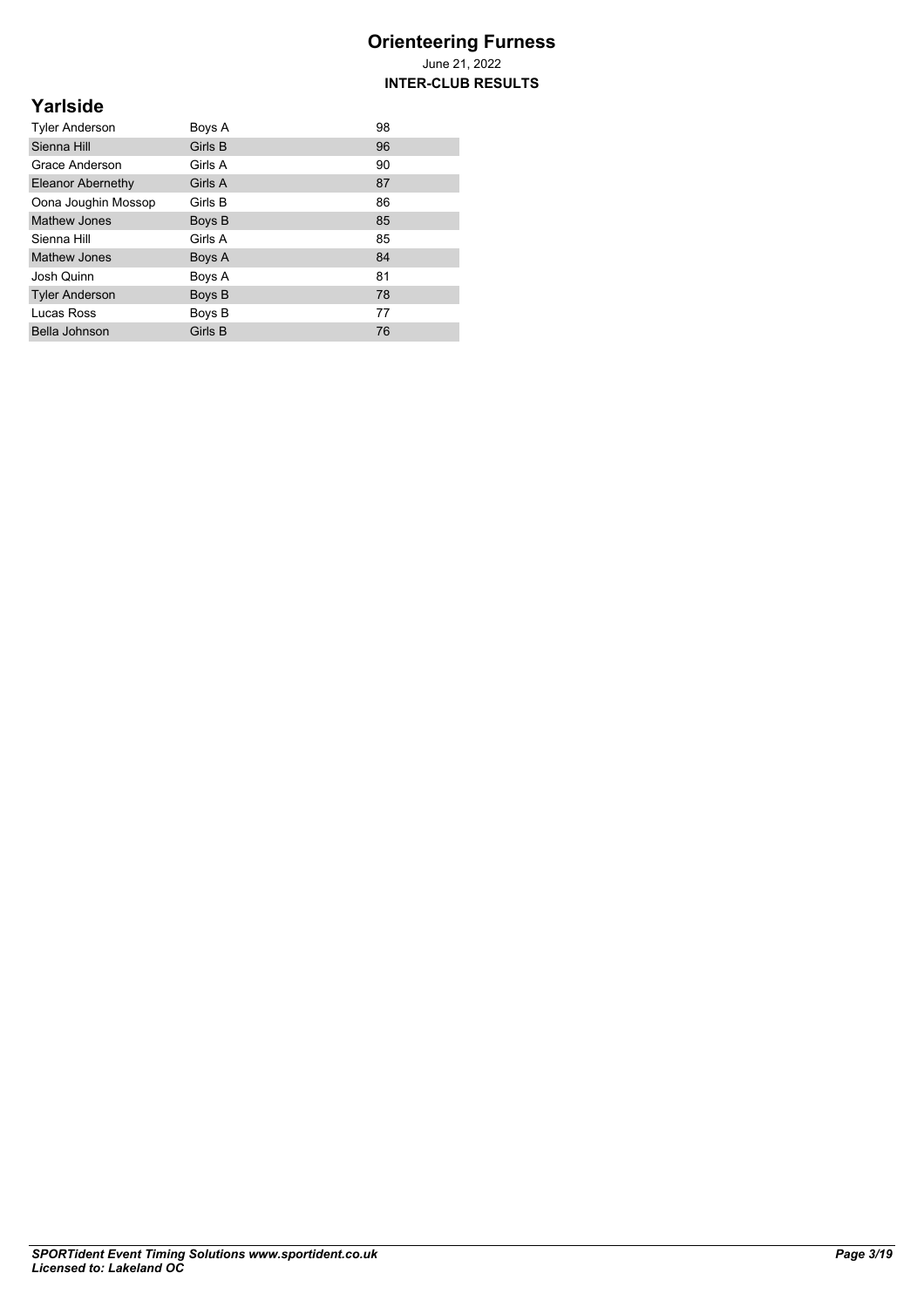# Orienteering Furness

June 21, 2022

**INTER-CLUB RESULTS**

## Yarlside

| | | |
|---|---|---|
| Tyler Anderson | Boys A | 98 |
| Sienna Hill | Girls B | 96 |
| Grace Anderson | Girls A | 90 |
| Eleanor Abernethy | Girls A | 87 |
| Oona Joughin Mossop | Girls B | 86 |
| Mathew Jones | Boys B | 85 |
| Sienna Hill | Girls A | 85 |
| Mathew Jones | Boys A | 84 |
| Josh Quinn | Boys A | 81 |
| Tyler Anderson | Boys B | 78 |
| Lucas Ross | Boys B | 77 |
| Bella Johnson | Girls B | 76 |

*SPORTident Event Timing Solutions www.sportident.co.uk*
*Licensed to: Lakeland OC*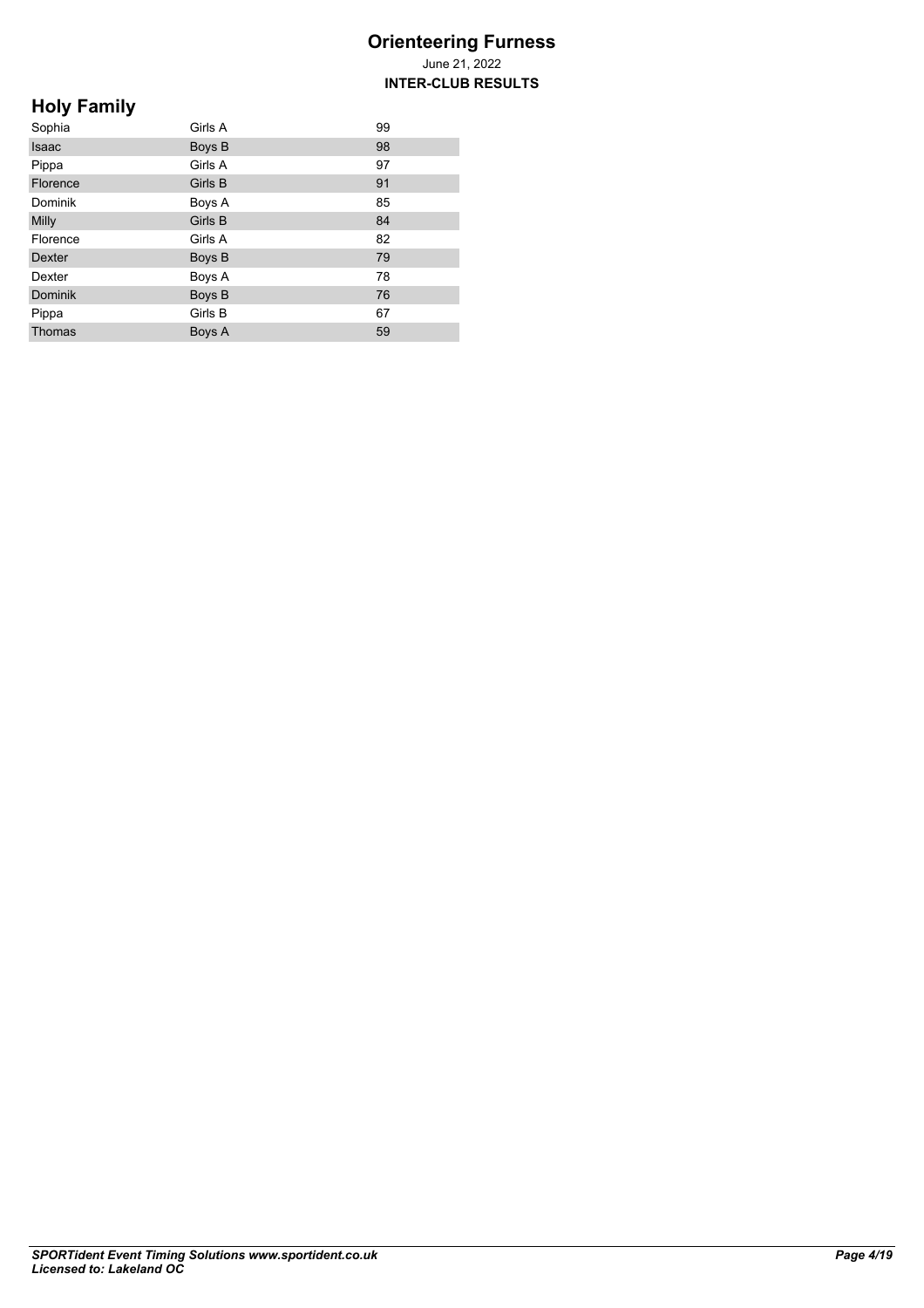# Orienteering Furness

June 21, 2022

**INTER-CLUB RESULTS**

## Holy Family

| | | |
|---|---|---|
| Sophia | Girls A | 99 |
| Isaac | Boys B | 98 |
| Pippa | Girls A | 97 |
| Florence | Girls B | 91 |
| Dominik | Boys A | 85 |
| Milly | Girls B | 84 |
| Florence | Girls A | 82 |
| Dexter | Boys B | 79 |
| Dexter | Boys A | 78 |
| Dominik | Boys B | 76 |
| Pippa | Girls B | 67 |
| Thomas | Boys A | 59 |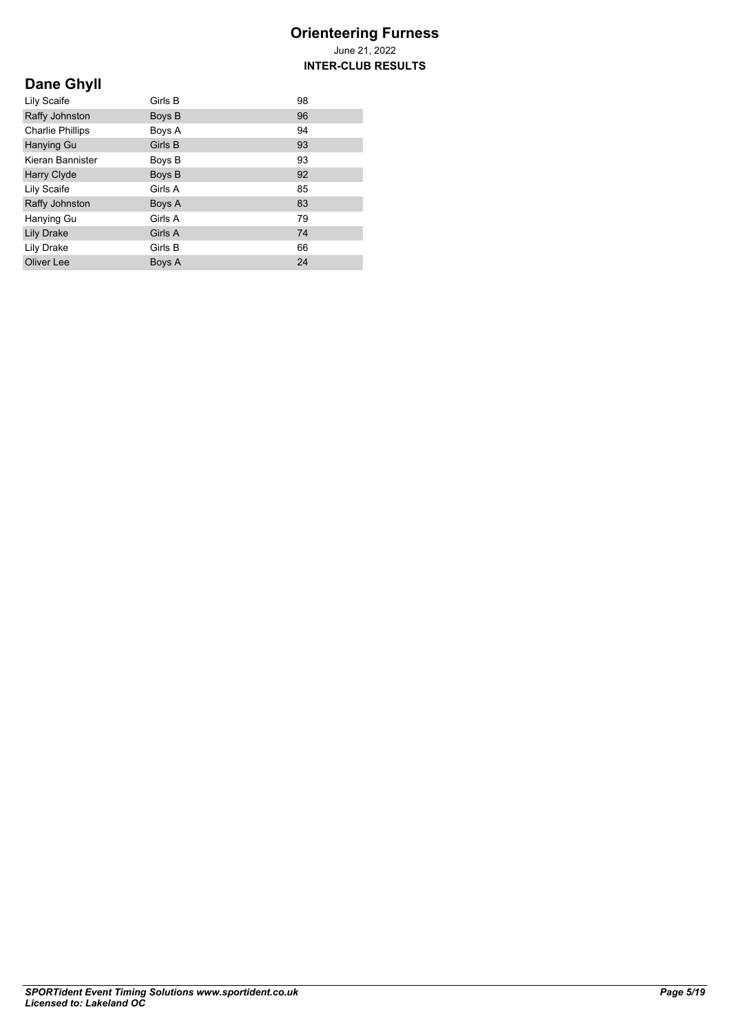# Orienteering Furness

June 21, 2022

**INTER-CLUB RESULTS**

## Dane Ghyll

| | | |
|---|---|---|
| Lily Scaife | Girls B | 98 |
| Raffy Johnston | Boys B | 96 |
| Charlie Phillips | Boys A | 94 |
| Hanying Gu | Girls B | 93 |
| Kieran Bannister | Boys B | 93 |
| Harry Clyde | Boys B | 92 |
| Lily Scaife | Girls A | 85 |
| Raffy Johnston | Boys A | 83 |
| Hanying Gu | Girls A | 79 |
| Lily Drake | Girls A | 74 |
| Lily Drake | Girls B | 66 |
| Oliver Lee | Boys A | 24 |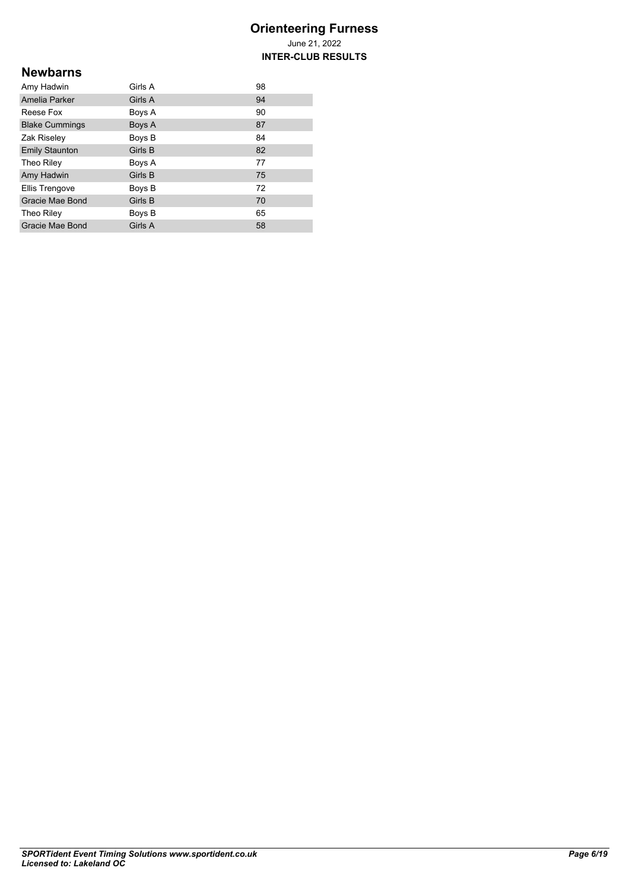# Orienteering Furness

June 21, 2022

**INTER-CLUB RESULTS**

## Newbarns

| | | |
|---|---|---|
| Amy Hadwin | Girls A | 98 |
| Amelia Parker | Girls A | 94 |
| Reese Fox | Boys A | 90 |
| Blake Cummings | Boys A | 87 |
| Zak Riseley | Boys B | 84 |
| Emily Staunton | Girls B | 82 |
| Theo Riley | Boys A | 77 |
| Amy Hadwin | Girls B | 75 |
| Ellis Trengove | Boys B | 72 |
| Gracie Mae Bond | Girls B | 70 |
| Theo Riley | Boys B | 65 |
| Gracie Mae Bond | Girls A | 58 |

***SPORTident Event Timing Solutions www.sportident.co.uk***
***Licensed to: Lakeland OC***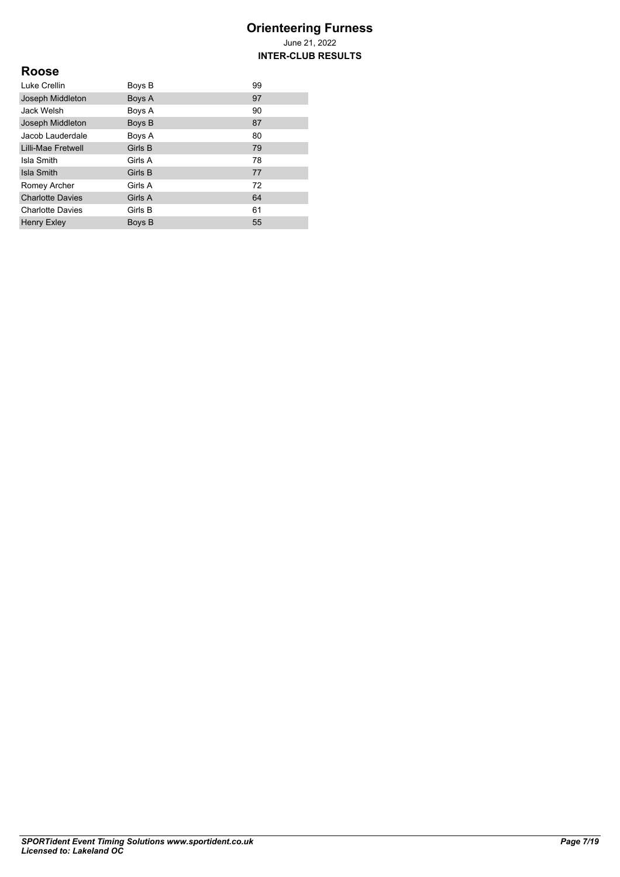# Orienteering Furness

June 21, 2022

**INTER-CLUB RESULTS**

## Roose

| | | |
|---|---|---|
| Luke Crellin | Boys B | 99 |
| Joseph Middleton | Boys A | 97 |
| Jack Welsh | Boys A | 90 |
| Joseph Middleton | Boys B | 87 |
| Jacob Lauderdale | Boys A | 80 |
| Lilli-Mae Fretwell | Girls B | 79 |
| Isla Smith | Girls A | 78 |
| Isla Smith | Girls B | 77 |
| Romey Archer | Girls A | 72 |
| Charlotte Davies | Girls A | 64 |
| Charlotte Davies | Girls B | 61 |
| Henry Exley | Boys B | 55 |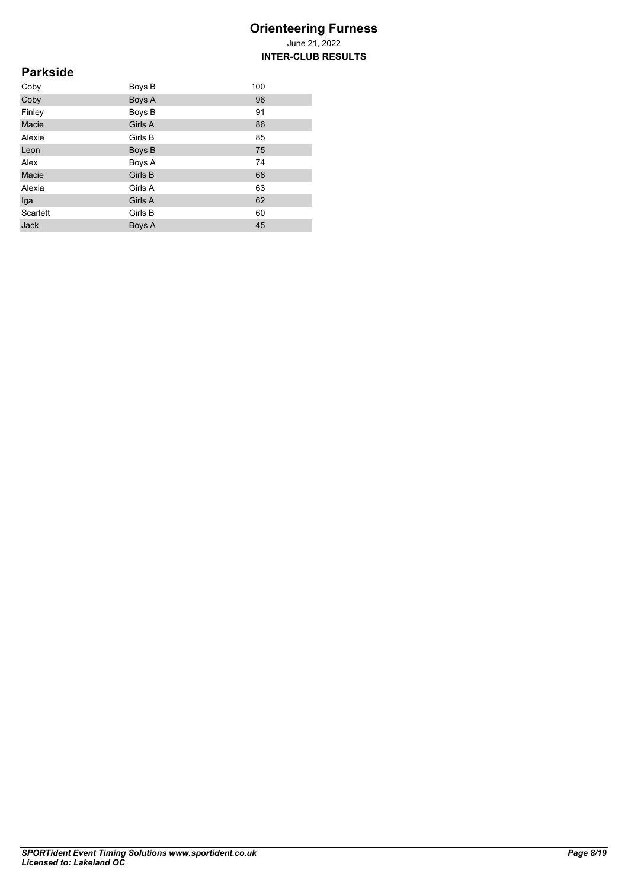# Orienteering Furness

June 21, 2022

**INTER-CLUB RESULTS**

## Parkside

| | | |
|---|---|---|
| Coby | Boys B | 100 |
| Coby | Boys A | 96 |
| Finley | Boys B | 91 |
| Macie | Girls A | 86 |
| Alexie | Girls B | 85 |
| Leon | Boys B | 75 |
| Alex | Boys A | 74 |
| Macie | Girls B | 68 |
| Alexia | Girls A | 63 |
| Iga | Girls A | 62 |
| Scarlett | Girls B | 60 |
| Jack | Boys A | 45 |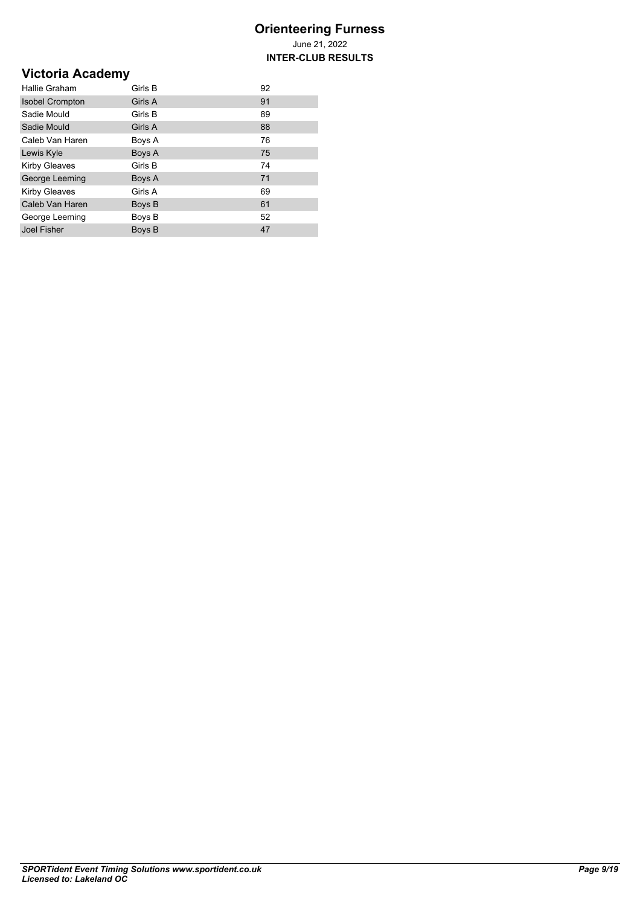# Orienteering Furness

June 21, 2022

**INTER-CLUB RESULTS**

## Victoria Academy

| | | |
|---|---|---|
| Hallie Graham | Girls B | 92 |
| Isobel Crompton | Girls A | 91 |
| Sadie Mould | Girls B | 89 |
| Sadie Mould | Girls A | 88 |
| Caleb Van Haren | Boys A | 76 |
| Lewis Kyle | Boys A | 75 |
| Kirby Gleaves | Girls B | 74 |
| George Leeming | Boys A | 71 |
| Kirby Gleaves | Girls A | 69 |
| Caleb Van Haren | Boys B | 61 |
| George Leeming | Boys B | 52 |
| Joel Fisher | Boys B | 47 |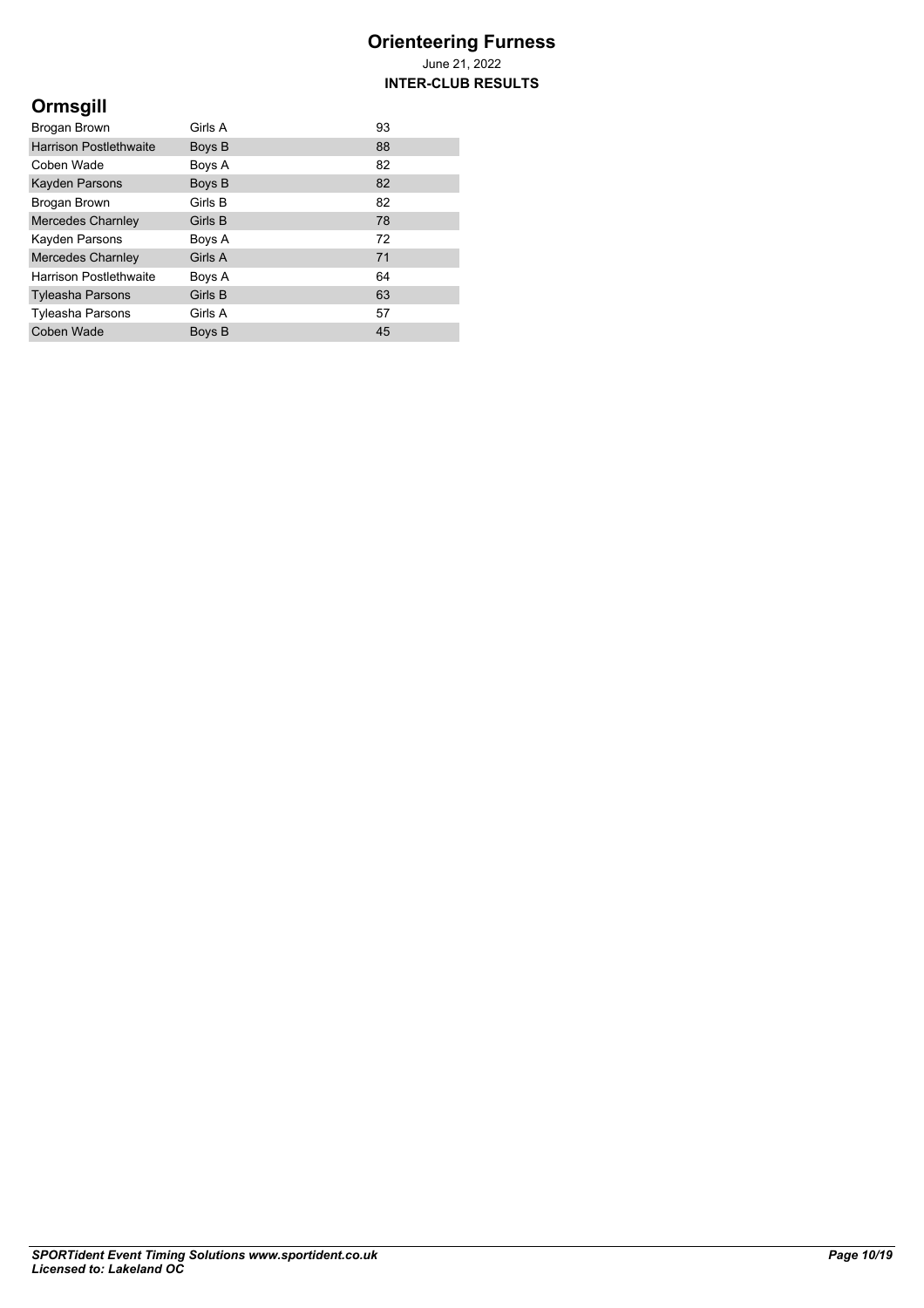# Orienteering Furness

June 21, 2022

**INTER-CLUB RESULTS**

## Ormsgill

| Name | Class | Score |
|---|---|---|
| Brogan Brown | Girls A | 93 |
| Harrison Postlethwaite | Boys B | 88 |
| Coben Wade | Boys A | 82 |
| Kayden Parsons | Boys B | 82 |
| Brogan Brown | Girls B | 82 |
| Mercedes Charnley | Girls B | 78 |
| Kayden Parsons | Boys A | 72 |
| Mercedes Charnley | Girls A | 71 |
| Harrison Postlethwaite | Boys A | 64 |
| Tyleasha Parsons | Girls B | 63 |
| Tyleasha Parsons | Girls A | 57 |
| Coben Wade | Boys B | 45 |

***SPORTident Event Timing Solutions www.sportident.co.uk***
***Licensed to: Lakeland OC***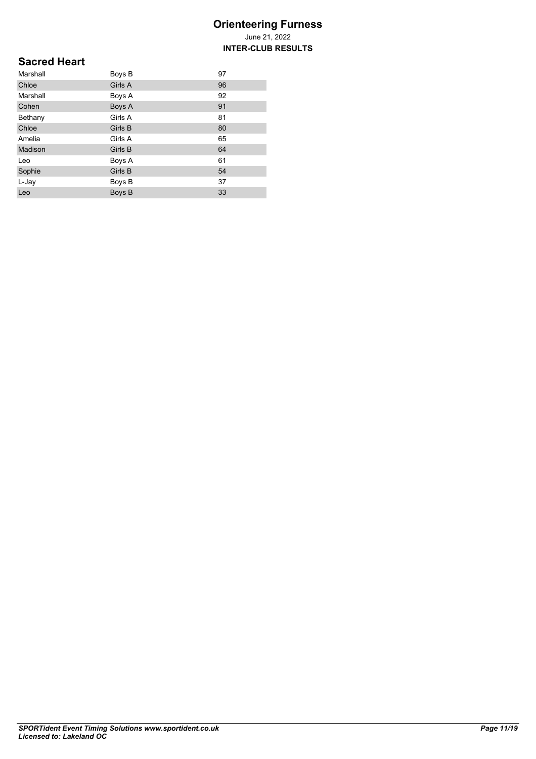# Orienteering Furness

June 21, 2022

**INTER-CLUB RESULTS**

## Sacred Heart

| | | |
|---|---|---|
| Marshall | Boys B | 97 |
| Chloe | Girls A | 96 |
| Marshall | Boys A | 92 |
| Cohen | Boys A | 91 |
| Bethany | Girls A | 81 |
| Chloe | Girls B | 80 |
| Amelia | Girls A | 65 |
| Madison | Girls B | 64 |
| Leo | Boys A | 61 |
| Sophie | Girls B | 54 |
| L-Jay | Boys B | 37 |
| Leo | Boys B | 33 |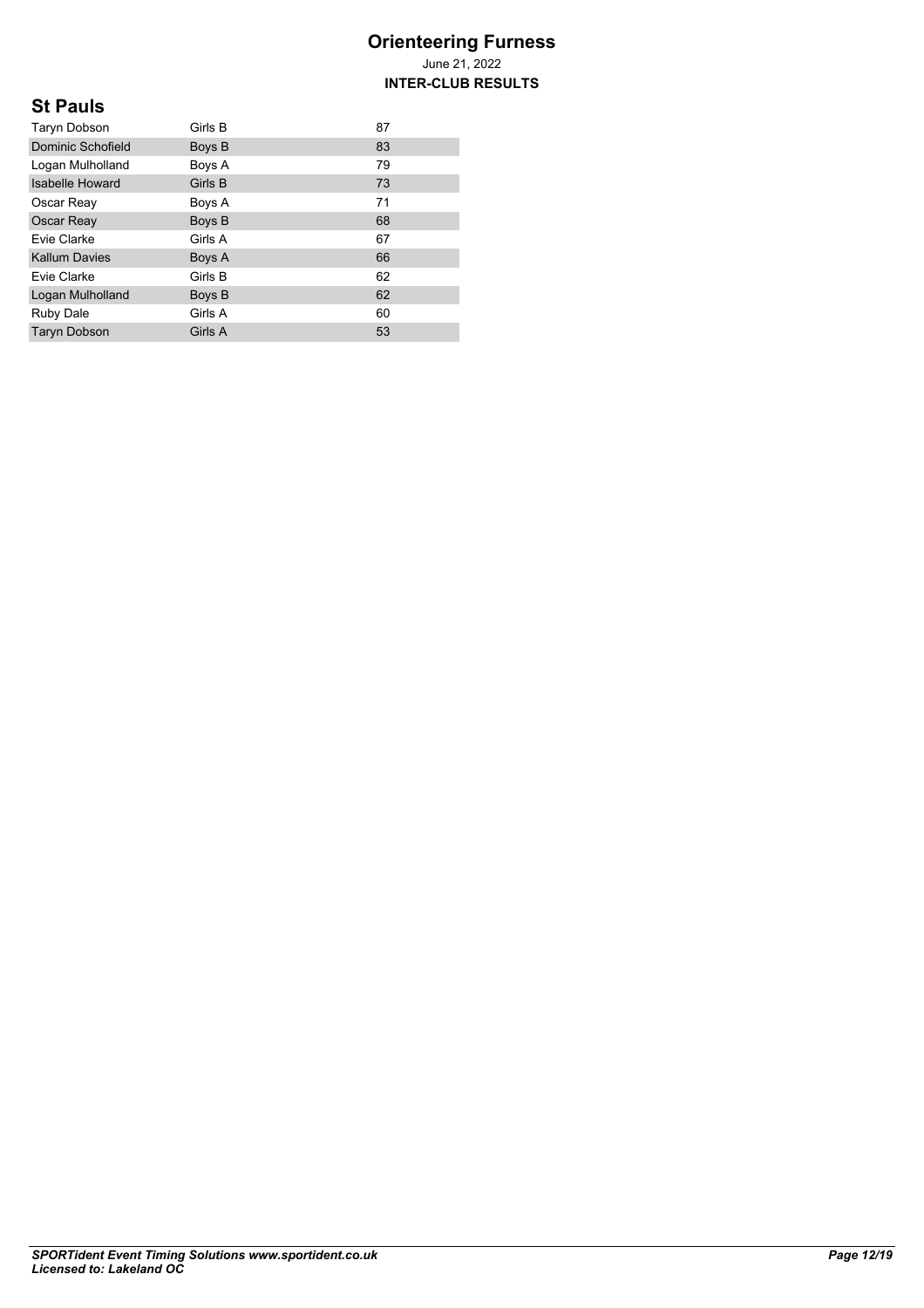# Orienteering Furness

June 21, 2022

**INTER-CLUB RESULTS**

## St Pauls

| | | |
|---|---|---|
| Taryn Dobson | Girls B | 87 |
| Dominic Schofield | Boys B | 83 |
| Logan Mulholland | Boys A | 79 |
| Isabelle Howard | Girls B | 73 |
| Oscar Reay | Boys A | 71 |
| Oscar Reay | Boys B | 68 |
| Evie Clarke | Girls A | 67 |
| Kallum Davies | Boys A | 66 |
| Evie Clarke | Girls B | 62 |
| Logan Mulholland | Boys B | 62 |
| Ruby Dale | Girls A | 60 |
| Taryn Dobson | Girls A | 53 |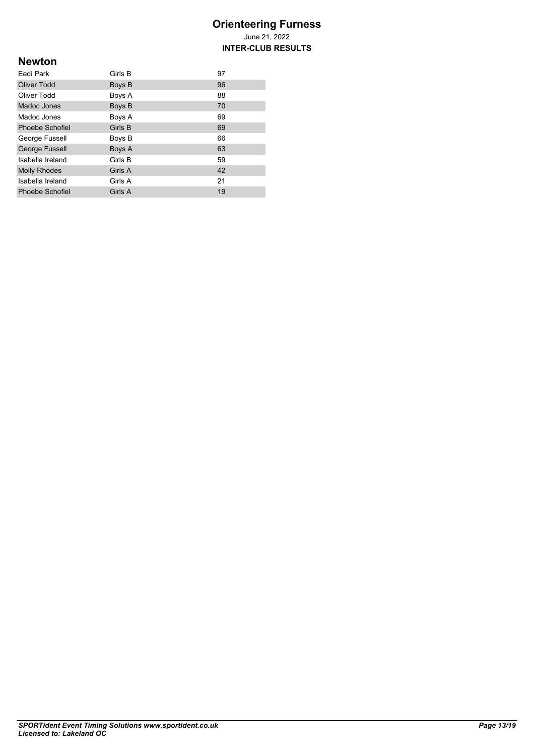# Orienteering Furness

June 21, 2022

**INTER-CLUB RESULTS**

## Newton

| | | |
|---|---|---|
| Eedi Park | Girls B | 97 |
| Oliver Todd | Boys B | 96 |
| Oliver Todd | Boys A | 88 |
| Madoc Jones | Boys B | 70 |
| Madoc Jones | Boys A | 69 |
| Phoebe Schofiel | Girls B | 69 |
| George Fussell | Boys B | 66 |
| George Fussell | Boys A | 63 |
| Isabella Ireland | Girls B | 59 |
| Molly Rhodes | Girls A | 42 |
| Isabella Ireland | Girls A | 21 |
| Phoebe Schofiel | Girls A | 19 |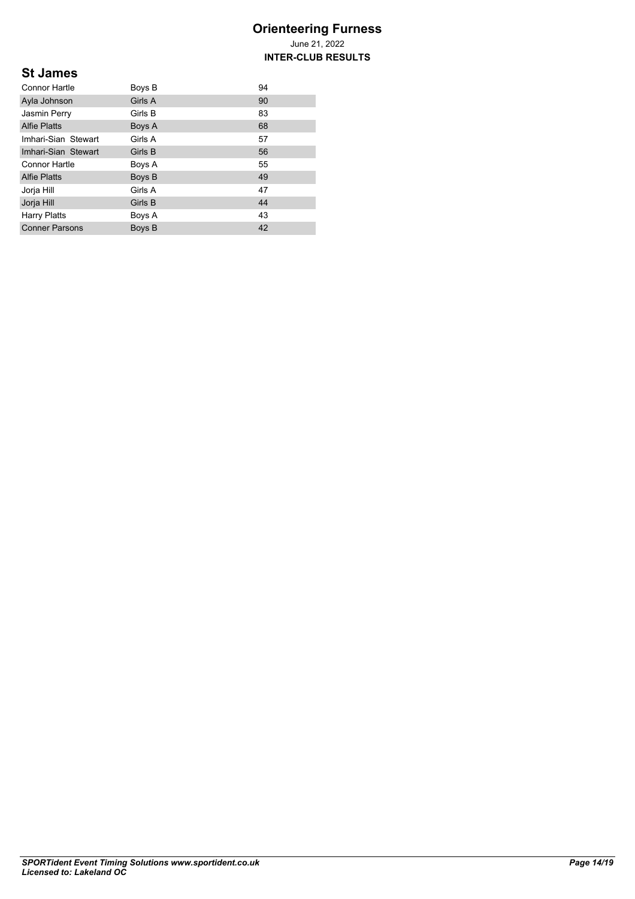# Orienteering Furness

June 21, 2022

**INTER-CLUB RESULTS**

## St James

| | | |
|---|---|---|
| Connor Hartle | Boys B | 94 |
| Ayla Johnson | Girls A | 90 |
| Jasmin Perry | Girls B | 83 |
| Alfie Platts | Boys A | 68 |
| Imhari-Sian Stewart | Girls A | 57 |
| Imhari-Sian Stewart | Girls B | 56 |
| Connor Hartle | Boys A | 55 |
| Alfie Platts | Boys B | 49 |
| Jorja Hill | Girls A | 47 |
| Jorja Hill | Girls B | 44 |
| Harry Platts | Boys A | 43 |
| Conner Parsons | Boys B | 42 |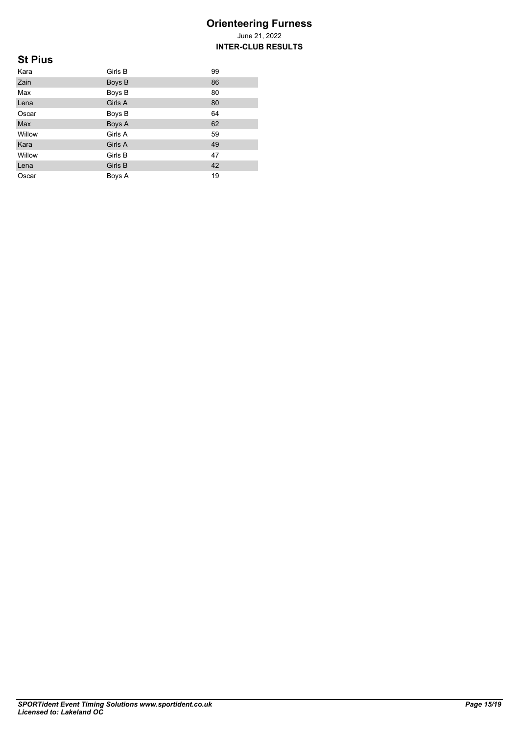# Orienteering Furness

June 21, 2022

**INTER-CLUB RESULTS**

## St Pius

| | | |
|---|---|---|
| Kara | Girls B | 99 |
| Zain | Boys B | 86 |
| Max | Boys B | 80 |
| Lena | Girls A | 80 |
| Oscar | Boys B | 64 |
| Max | Boys A | 62 |
| Willow | Girls A | 59 |
| Kara | Girls A | 49 |
| Willow | Girls B | 47 |
| Lena | Girls B | 42 |
| Oscar | Boys A | 19 |

***SPORTident Event Timing Solutions www.sportident.co.uk***
***Licensed to: Lakeland OC***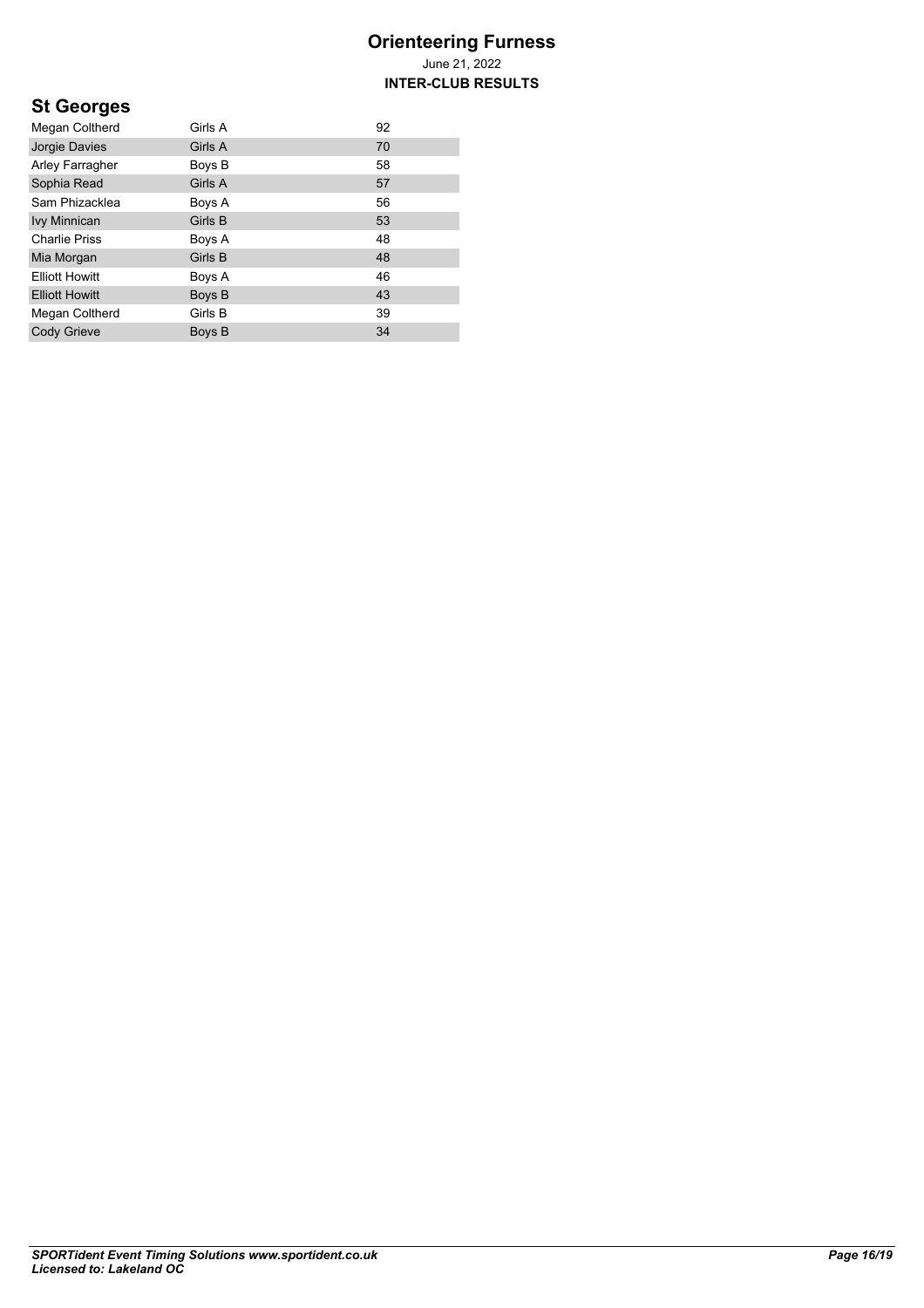# Orienteering Furness

June 21, 2022

**INTER-CLUB RESULTS**

## St Georges

| | | |
|---|---|---|
| Megan Coltherd | Girls A | 92 |
| Jorgie Davies | Girls A | 70 |
| Arley Farragher | Boys B | 58 |
| Sophia Read | Girls A | 57 |
| Sam Phizacklea | Boys A | 56 |
| Ivy Minnican | Girls B | 53 |
| Charlie Priss | Boys A | 48 |
| Mia Morgan | Girls B | 48 |
| Elliott Howitt | Boys A | 46 |
| Elliott Howitt | Boys B | 43 |
| Megan Coltherd | Girls B | 39 |
| Cody Grieve | Boys B | 34 |

***SPORTident Event Timing Solutions www.sportident.co.uk***
***Licensed to: Lakeland OC***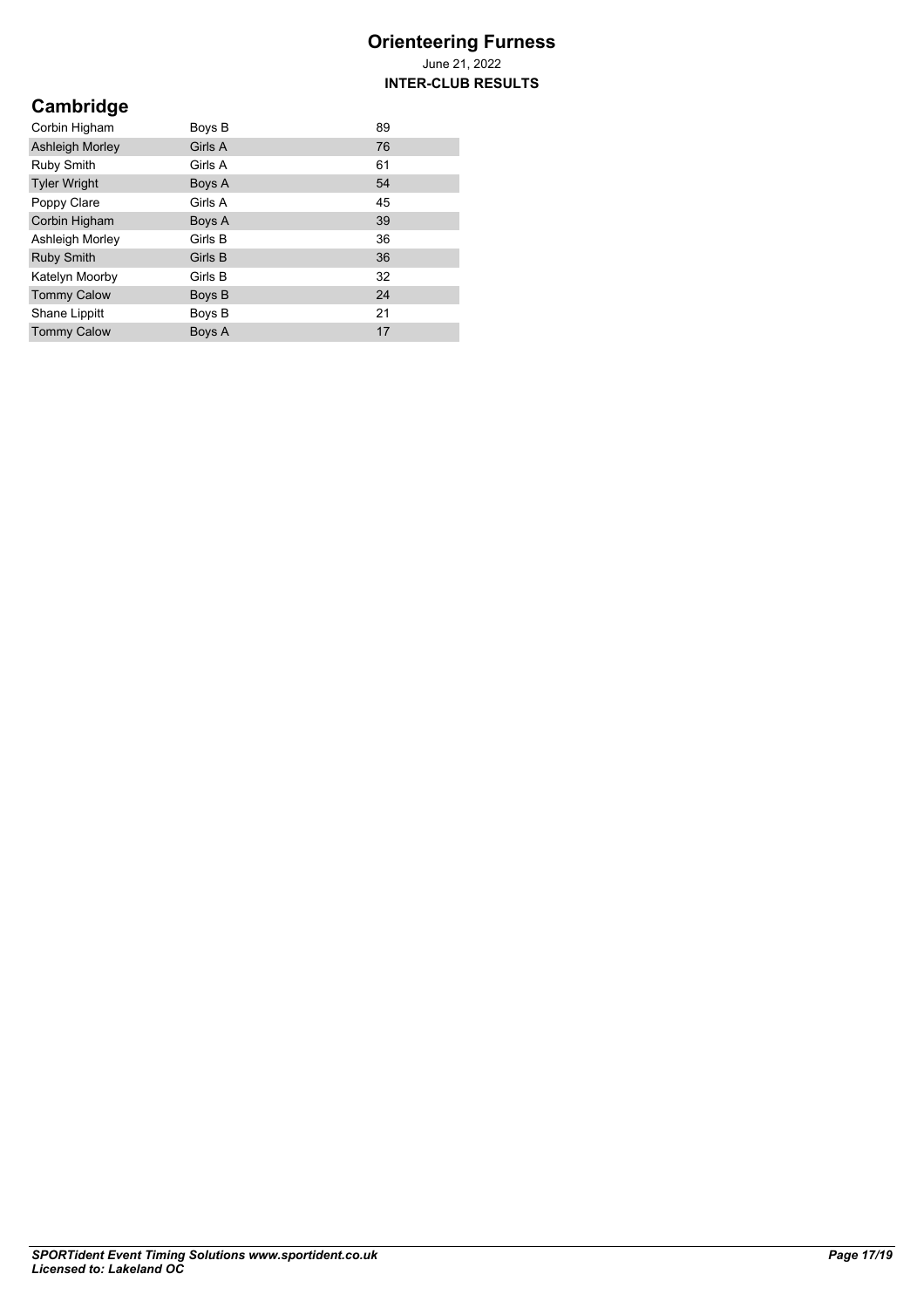# Orienteering Furness

June 21, 2022

**INTER-CLUB RESULTS**

## Cambridge

| | | |
|---|---|---|
| Corbin Higham | Boys B | 89 |
| Ashleigh Morley | Girls A | 76 |
| Ruby Smith | Girls A | 61 |
| Tyler Wright | Boys A | 54 |
| Poppy Clare | Girls A | 45 |
| Corbin Higham | Boys A | 39 |
| Ashleigh Morley | Girls B | 36 |
| Ruby Smith | Girls B | 36 |
| Katelyn Moorby | Girls B | 32 |
| Tommy Calow | Boys B | 24 |
| Shane Lippitt | Boys B | 21 |
| Tommy Calow | Boys A | 17 |

***SPORTident Event Timing Solutions www.sportident.co.uk***
***Licensed to: Lakeland OC***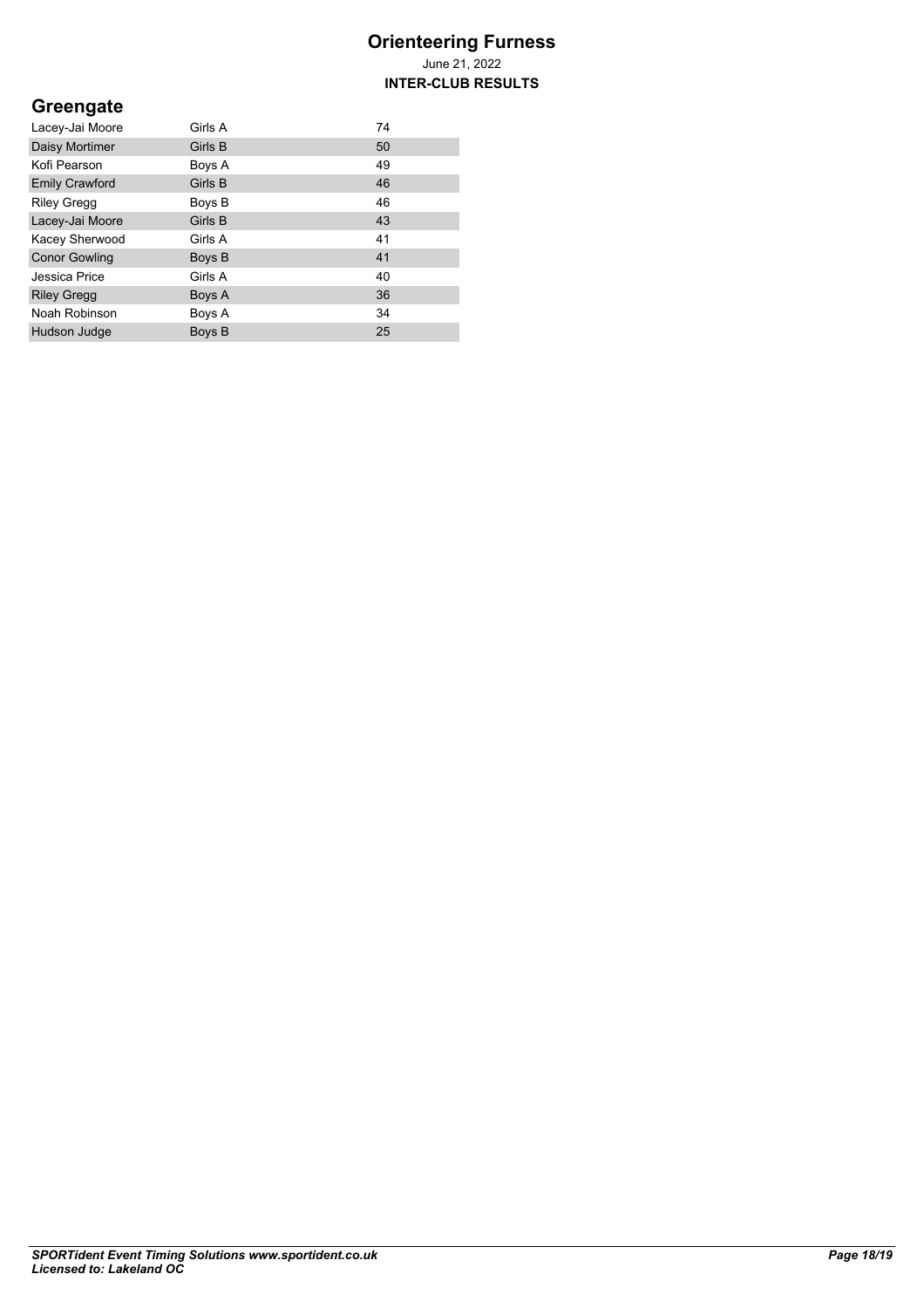# Orienteering Furness

June 21, 2022

**INTER-CLUB RESULTS**

## Greengate

| | | |
|---|---|---|
| Lacey-Jai Moore | Girls A | 74 |
| Daisy Mortimer | Girls B | 50 |
| Kofi Pearson | Boys A | 49 |
| Emily Crawford | Girls B | 46 |
| Riley Gregg | Boys B | 46 |
| Lacey-Jai Moore | Girls B | 43 |
| Kacey Sherwood | Girls A | 41 |
| Conor Gowling | Boys B | 41 |
| Jessica Price | Girls A | 40 |
| Riley Gregg | Boys A | 36 |
| Noah Robinson | Boys A | 34 |
| Hudson Judge | Boys B | 25 |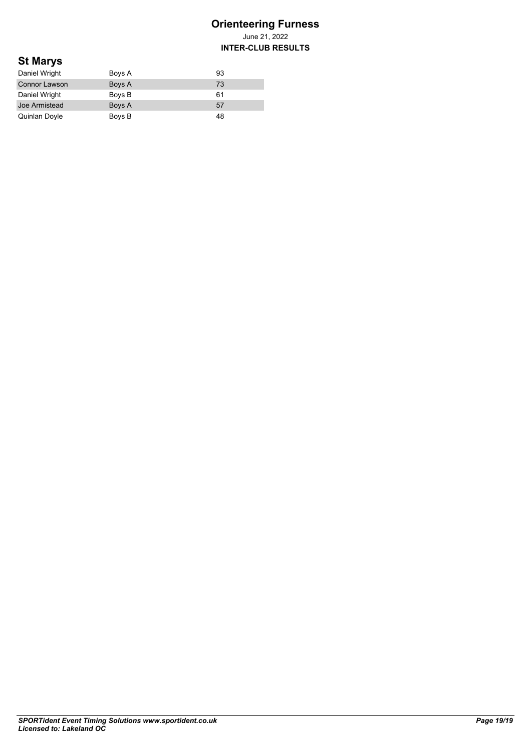# Orienteering Furness

June 21, 2022

**INTER-CLUB RESULTS**

## St Marys

| | | |
|---|---|---|
| Daniel Wright | Boys A | 93 |
| Connor Lawson | Boys A | 73 |
| Daniel Wright | Boys B | 61 |
| Joe Armistead | Boys A | 57 |
| Quinlan Doyle | Boys B | 48 |

***SPORTident Event Timing Solutions www.sportident.co.uk***
***Licensed to: Lakeland OC***